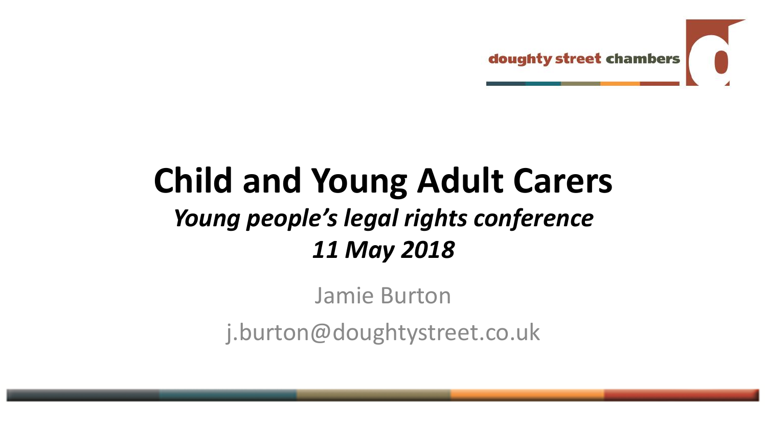doughty street chambers

# Child and Young Adult Carers

## *Young people's legal rights conference*

## *11 May 2018*

Jamie Burton

j.burton@doughtystreet.co.uk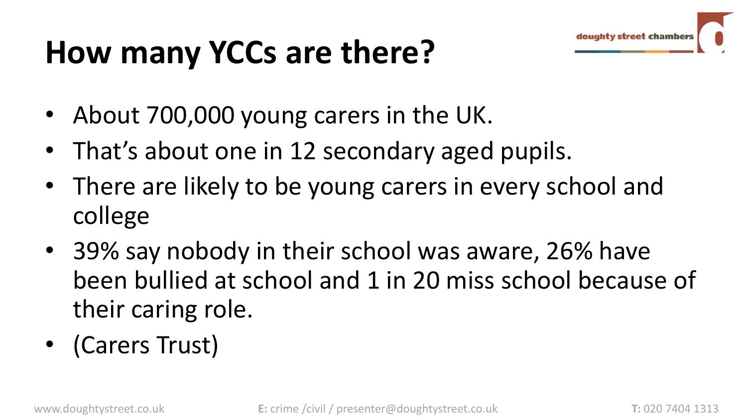# How many YCCs are there?

- About 700,000 young carers in the UK.
- That's about one in 12 secondary aged pupils.
- There are likely to be young carers in every school and college
- 39% say nobody in their school was aware, 26% have been bullied at school and 1 in 20 miss school because of their caring role.
- (Carers Trust)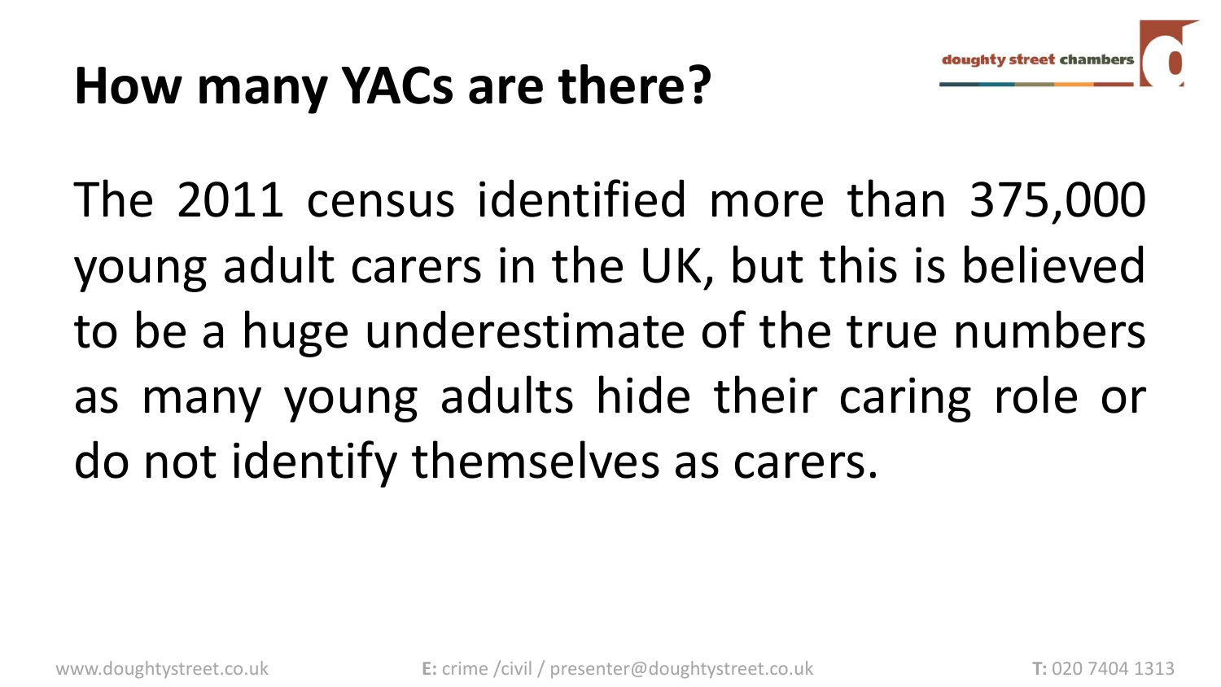# How many YACs are there?

The 2011 census identified more than 375,000 young adult carers in the UK, but this is believed to be a huge underestimate of the true numbers as many young adults hide their caring role or do not identify themselves as carers.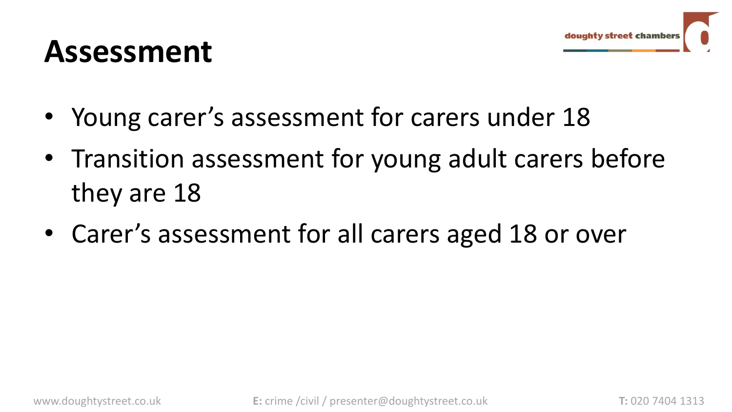# Assessment

- Young carer's assessment for carers under 18
- Transition assessment for young adult carers before they are 18
- Carer's assessment for all carers aged 18 or over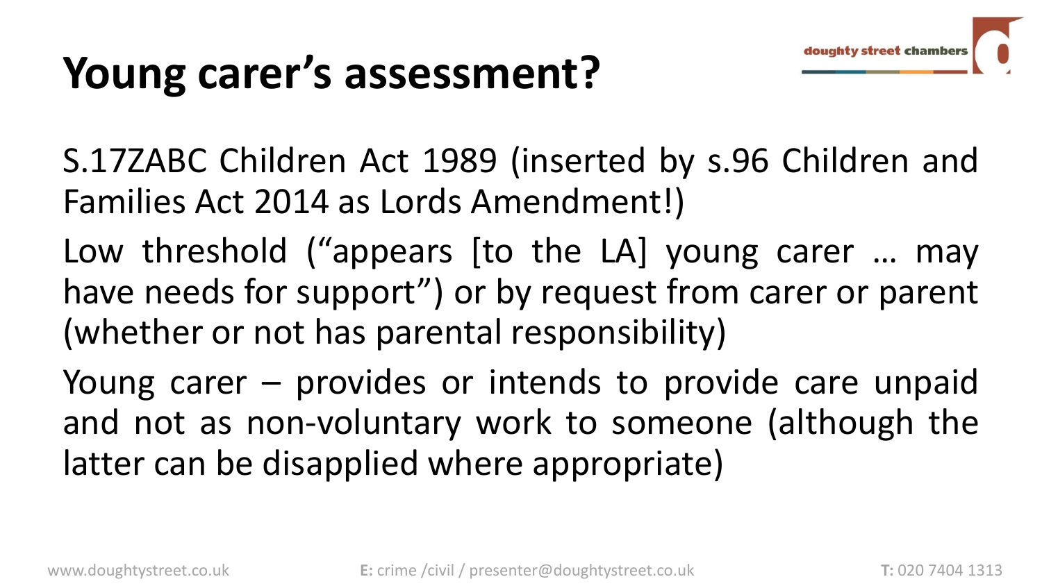# Young carer's assessment?

S.17ZABC Children Act 1989 (inserted by s.96 Children and Families Act 2014 as Lords Amendment!)

Low threshold ("appears [to the LA] young carer … may have needs for support") or by request from carer or parent (whether or not has parental responsibility)

Young carer – provides or intends to provide care unpaid and not as non-voluntary work to someone (although the latter can be disapplied where appropriate)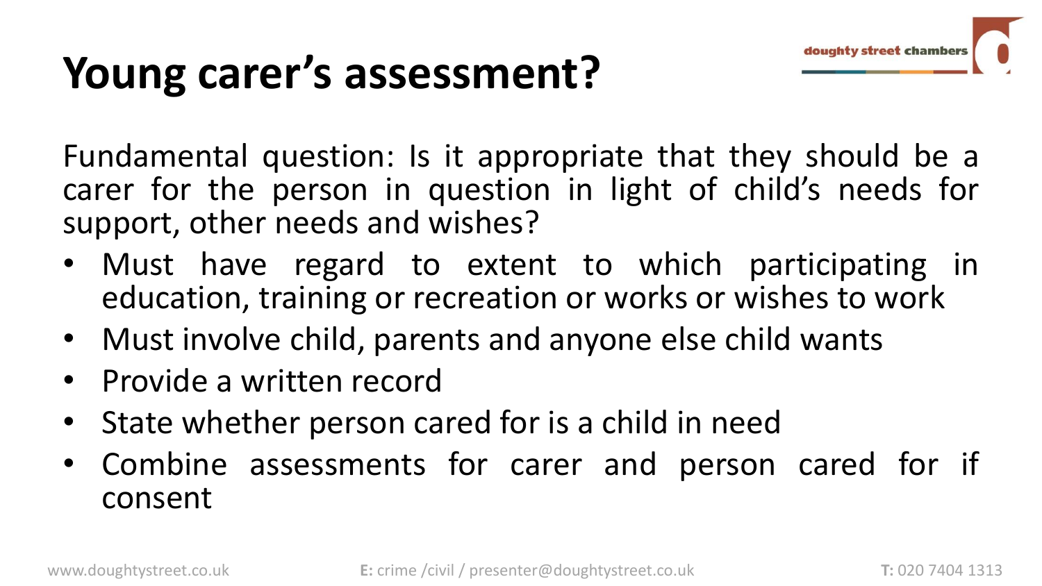# Young carer's assessment?

Fundamental question: Is it appropriate that they should be a carer for the person in question in light of child's needs for support, other needs and wishes?

- Must have regard to extent to which participating in education, training or recreation or works or wishes to work
- Must involve child, parents and anyone else child wants
- Provide a written record
- State whether person cared for is a child in need
- Combine assessments for carer and person cared for if consent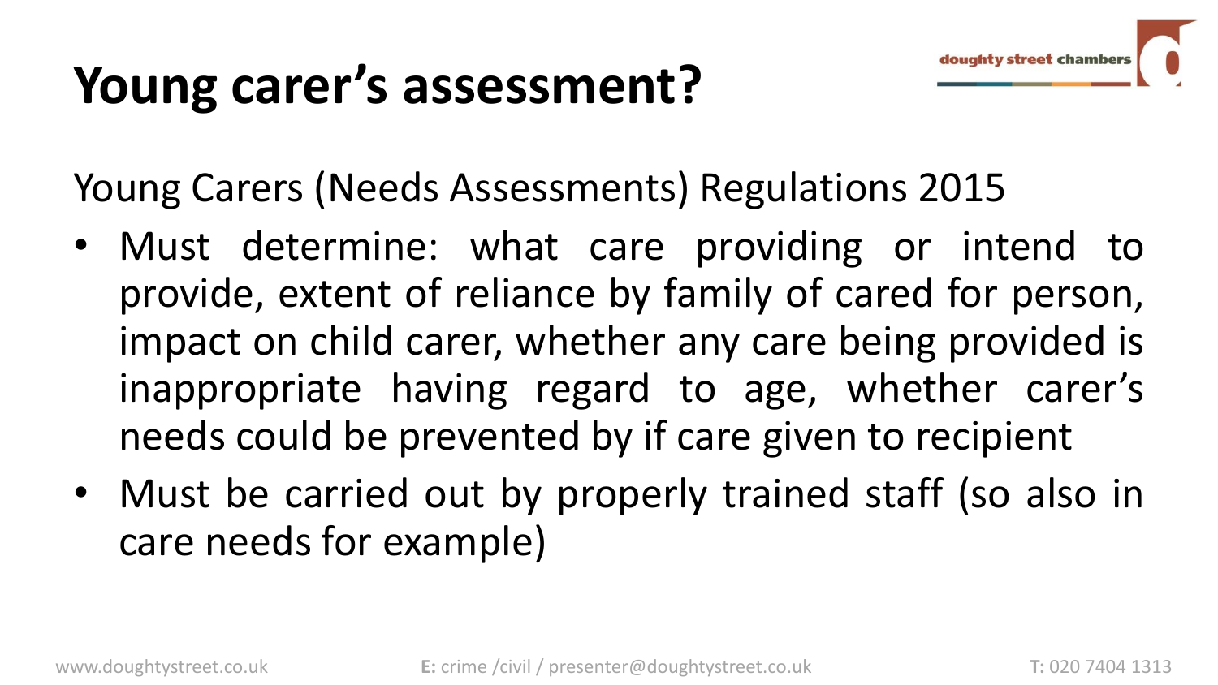# Young carer's assessment?

Young Carers (Needs Assessments) Regulations 2015

- Must determine: what care providing or intend to provide, extent of reliance by family of cared for person, impact on child carer, whether any care being provided is inappropriate having regard to age, whether carer's needs could be prevented by if care given to recipient
- Must be carried out by properly trained staff (so also in care needs for example)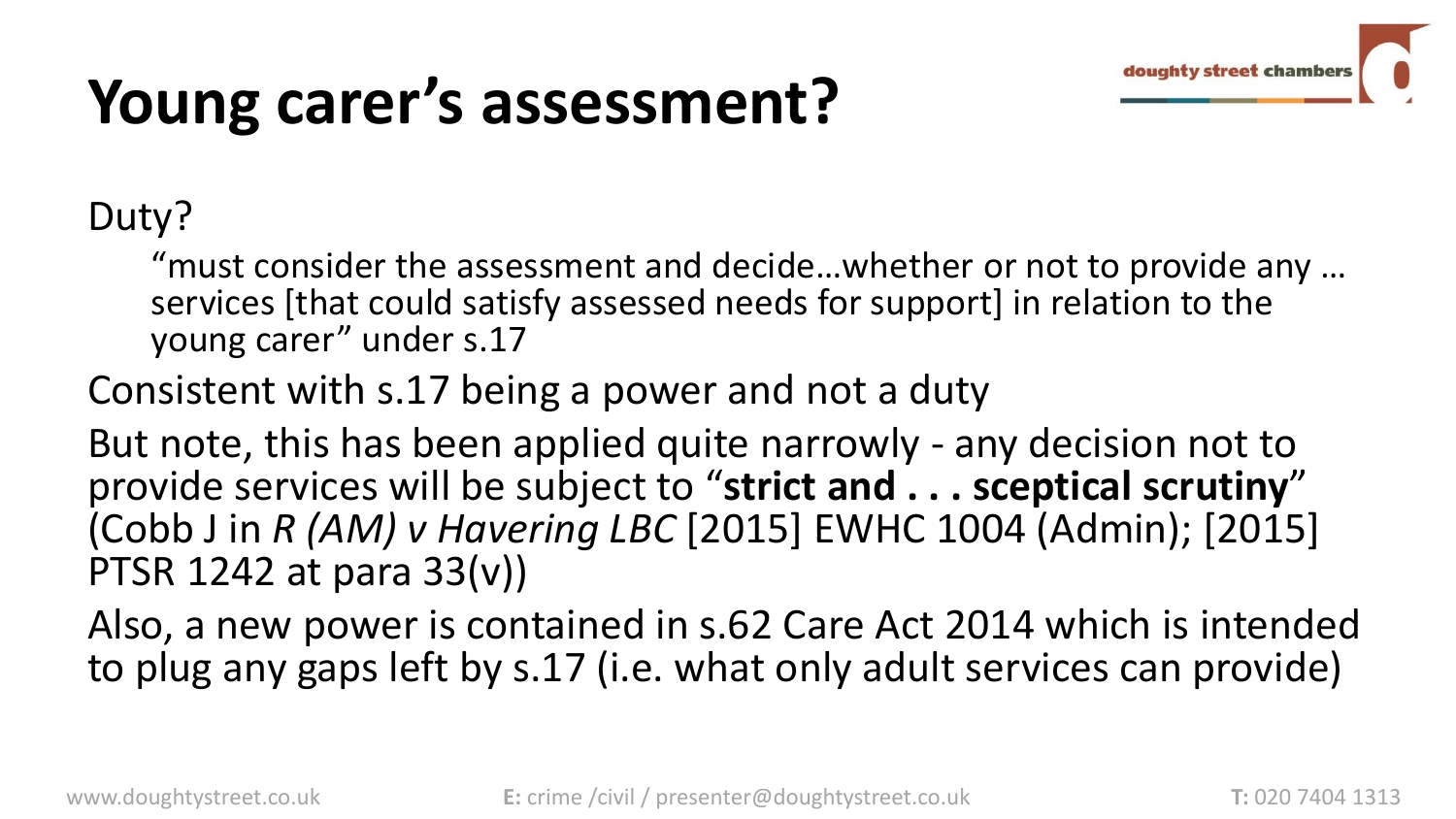# Young carer's assessment?

Duty?

> "must consider the assessment and decide…whether or not to provide any … services [that could satisfy assessed needs for support] in relation to the young carer" under s.17

Consistent with s.17 being a power and not a duty

But note, this has been applied quite narrowly - any decision not to provide services will be subject to "**strict and . . . sceptical scrutiny**" (Cobb J in *R (AM) v Havering LBC* [2015] EWHC 1004 (Admin); [2015] PTSR 1242 at para 33(v))

Also, a new power is contained in s.62 Care Act 2014 which is intended to plug any gaps left by s.17 (i.e. what only adult services can provide)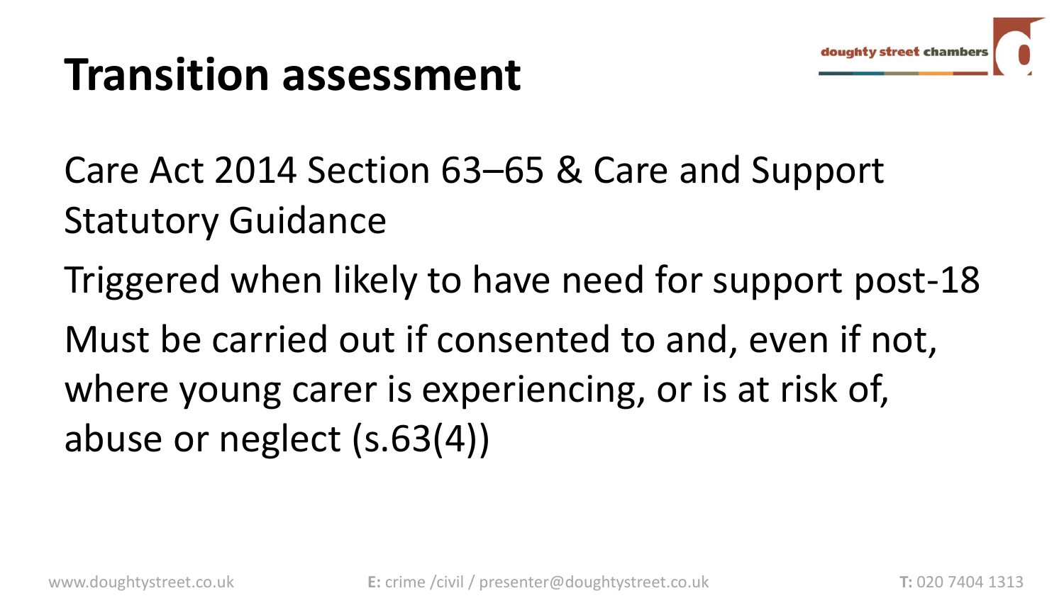# Transition assessment

Care Act 2014 Section 63–65 & Care and Support Statutory Guidance

Triggered when likely to have need for support post-18

Must be carried out if consented to and, even if not, where young carer is experiencing, or is at risk of, abuse or neglect (s.63(4))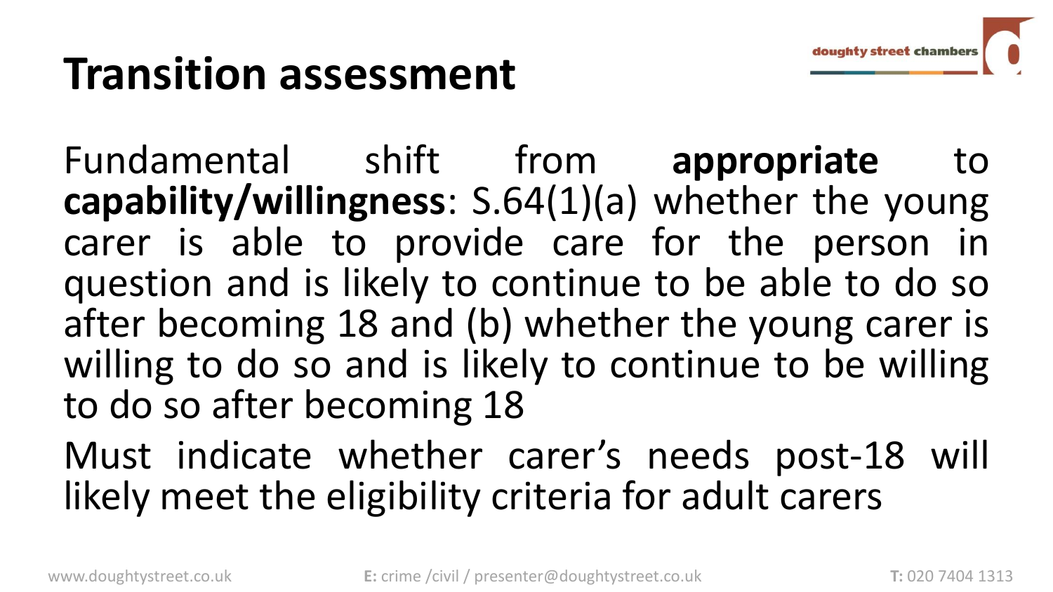# Transition assessment

Fundamental shift from **appropriate** to **capability/willingness**: S.64(1)(a) whether the young carer is able to provide care for the person in question and is likely to continue to be able to do so after becoming 18 and (b) whether the young carer is willing to do so and is likely to continue to be willing to do so after becoming 18

Must indicate whether carer's needs post-18 will likely meet the eligibility criteria for adult carers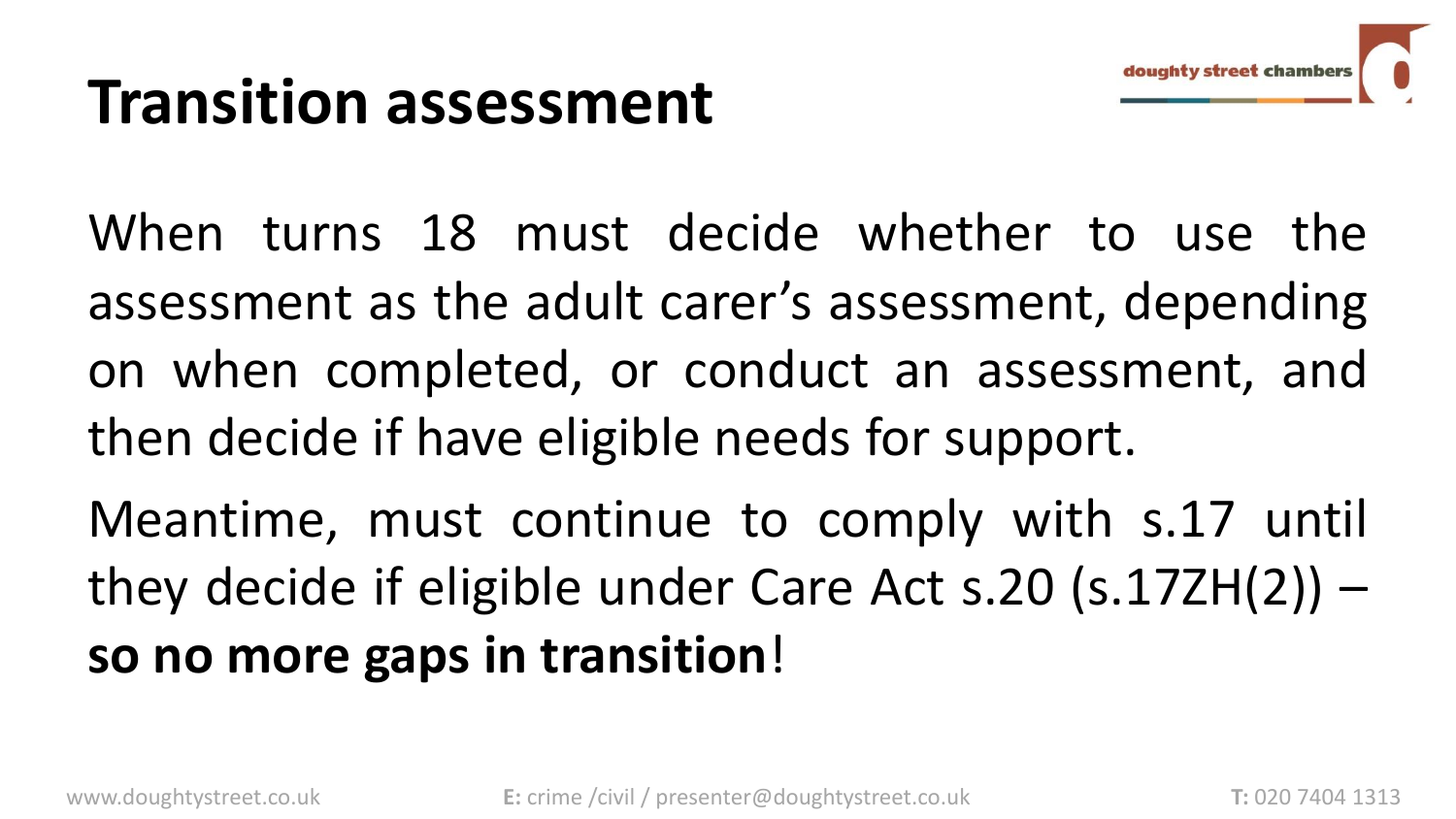# Transition assessment

When turns 18 must decide whether to use the assessment as the adult carer's assessment, depending on when completed, or conduct an assessment, and then decide if have eligible needs for support.

Meantime, must continue to comply with s.17 until they decide if eligible under Care Act s.20 (s.17ZH(2)) – **so no more gaps in transition**!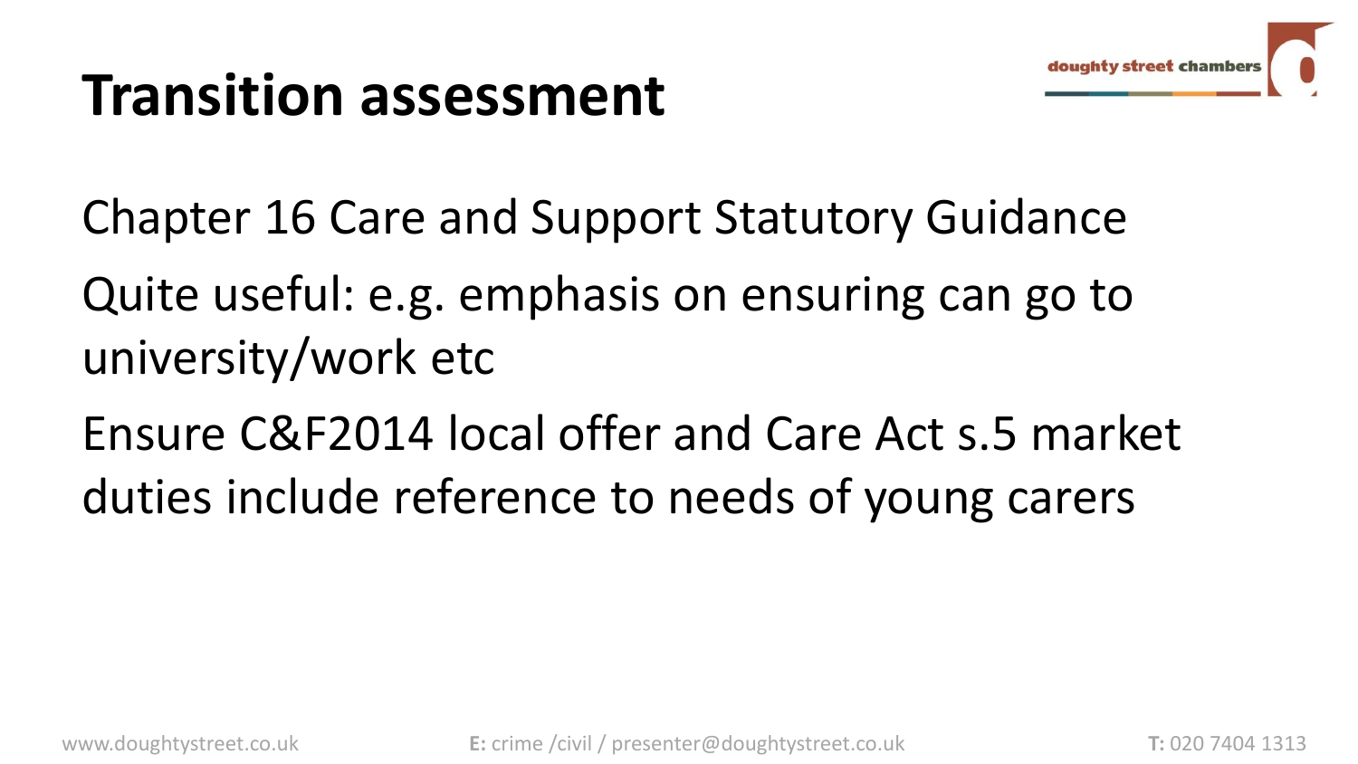# Transition assessment

Chapter 16 Care and Support Statutory Guidance

Quite useful: e.g. emphasis on ensuring can go to university/work etc

Ensure C&F2014 local offer and Care Act s.5 market duties include reference to needs of young carers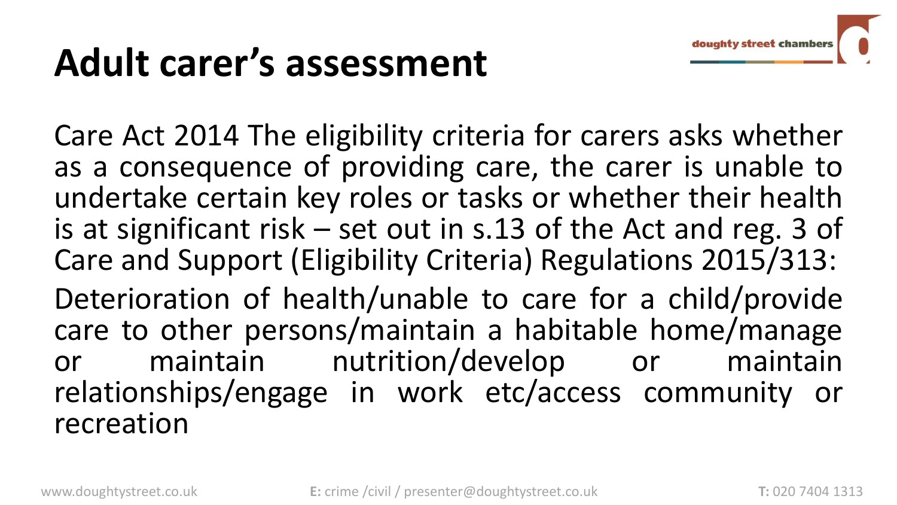# Adult carer's assessment

Care Act 2014 The eligibility criteria for carers asks whether as a consequence of providing care, the carer is unable to undertake certain key roles or tasks or whether their health is at significant risk – set out in s.13 of the Act and reg. 3 of Care and Support (Eligibility Criteria) Regulations 2015/313:

Deterioration of health/unable to care for a child/provide care to other persons/maintain a habitable home/manage or maintain nutrition/develop or maintain relationships/engage in work etc/access community or recreation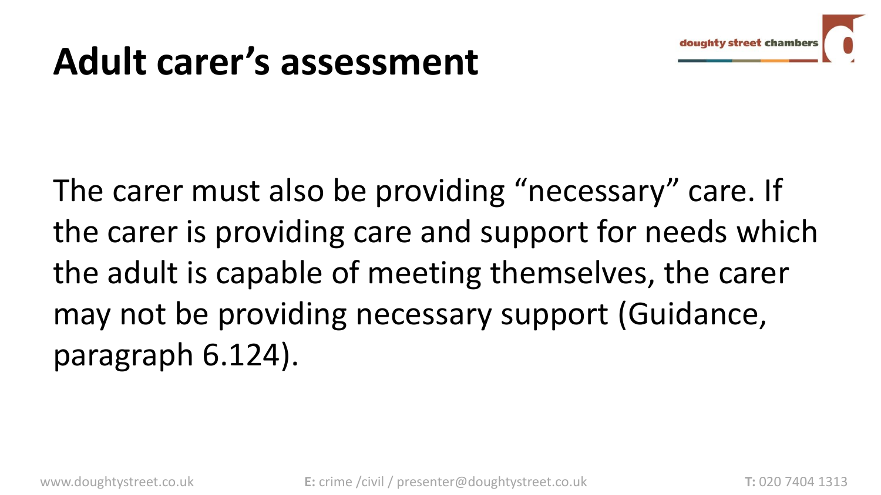# Adult carer's assessment

The carer must also be providing "necessary" care. If the carer is providing care and support for needs which the adult is capable of meeting themselves, the carer may not be providing necessary support (Guidance, paragraph 6.124).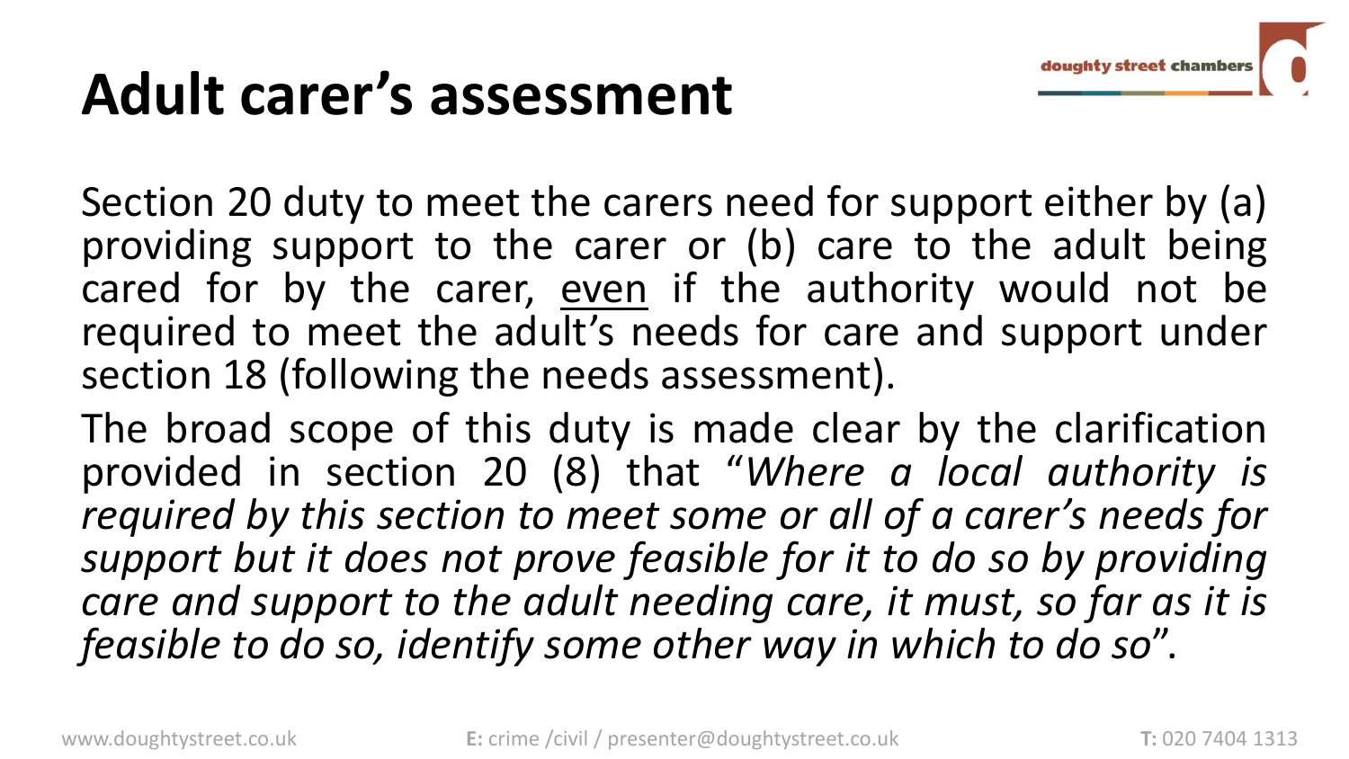# Adult carer's assessment

Section 20 duty to meet the carers need for support either by (a) providing support to the carer or (b) care to the adult being cared for by the carer, <u>even</u> if the authority would not be required to meet the adult's needs for care and support under section 18 (following the needs assessment).

The broad scope of this duty is made clear by the clarification provided in section 20 (8) that "*Where a local authority is required by this section to meet some or all of a carer's needs for support but it does not prove feasible for it to do so by providing care and support to the adult needing care, it must, so far as it is feasible to do so, identify some other way in which to do so*".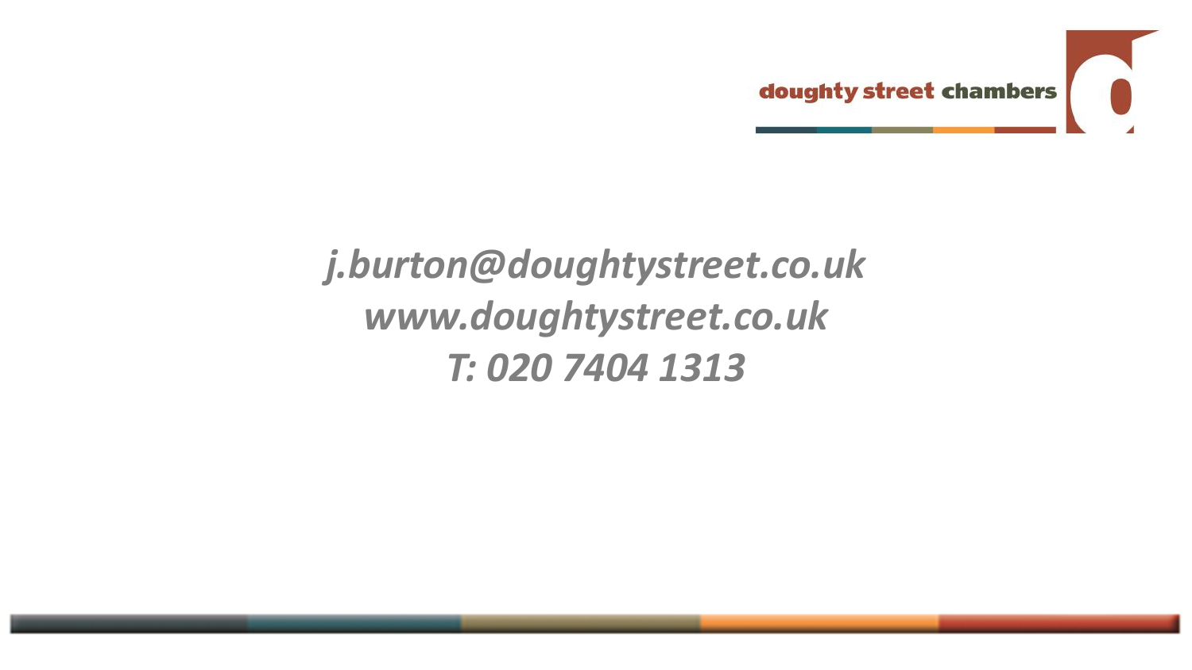doughty street chambers

*j.burton@doughtystreet.co.uk*
*www.doughtystreet.co.uk*
*T: 020 7404 1313*